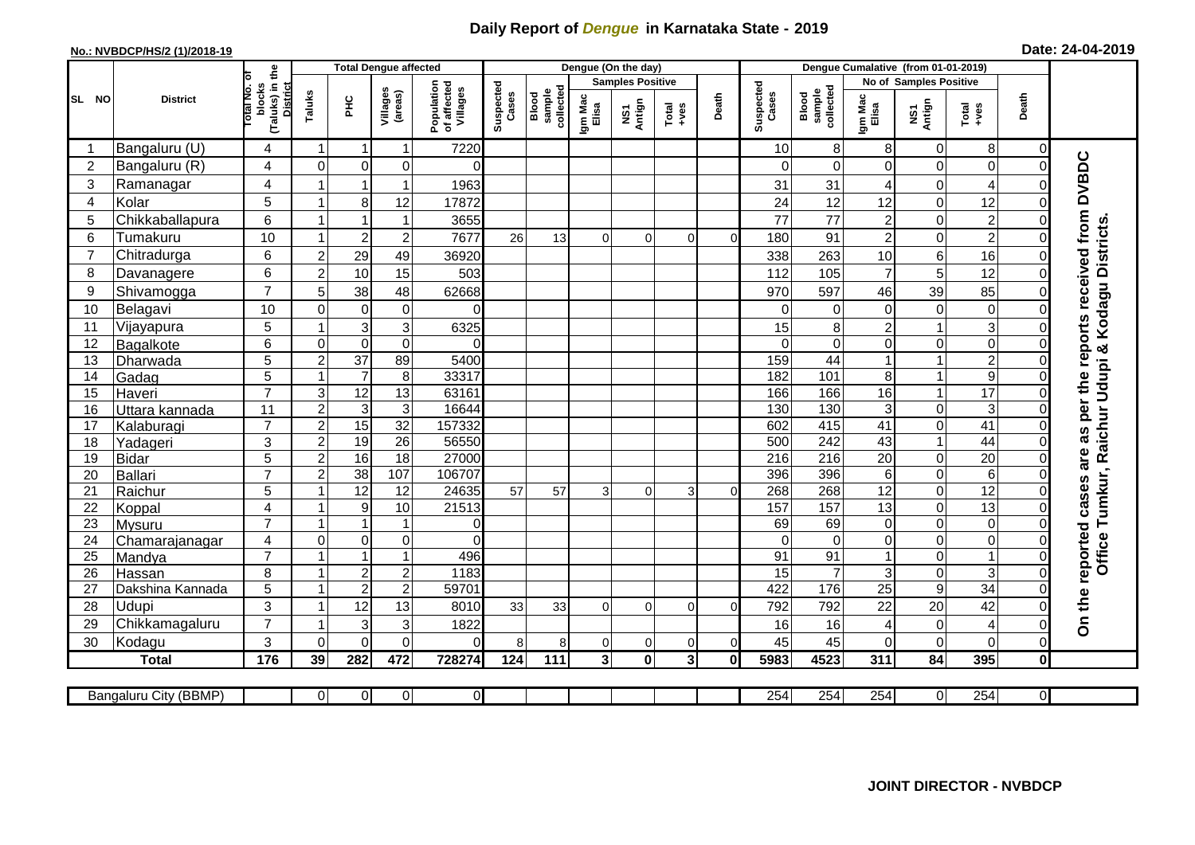# Daily Report of *Dengue* in Karnataka State - 2019

**No.: NVBDCP/HS/2 (1)/2018-19**

**Date: 24-04-2019**

| SL NO | District | Total No. of blocks (Taluks) in the District | Total Dengue affected | | | | Dengue (On the day) | | | | | | | Dengue Cumalative (from 01-01-2019) | | | | | | | |
|---|---|---|---|---|---|---|---|---|---|---|---|---|---|---|---|---|---|---|---|---|
| | | | Taluks | PHC | Villages (areas) | Population of affected Villages | Suspected Cases | Blood sample collected | Samples Positive | | | Death | Suspected Cases | Blood sample collected | No of Samples Positive | | | Death | |
| | | | | | | | | | Igm Mac Elisa | NS1 Antign | Total +ves | | | | Igm Mac Elisa | NS1 Antign | Total +ves | | |
| 1 | Bangaluru (U) | 4 | 1 | 1 | 1 | 7220 | | | | | | | 10 | 8 | 8 | 0 | 8 | 0 | On the reported cases are as per the reports received from DVBDC Office Tumkur, Raichur Udupi & Kodagu Districts. |
| 2 | Bangaluru (R) | 4 | 0 | 0 | 0 | 0 | | | | | | | 0 | 0 | 0 | 0 | 0 | 0 | |
| 3 | Ramanagar | 4 | 1 | 1 | 1 | 1963 | | | | | | | 31 | 31 | 4 | 0 | 4 | 0 | |
| 4 | Kolar | 5 | 1 | 8 | 12 | 17872 | | | | | | | 24 | 12 | 12 | 0 | 12 | 0 | |
| 5 | Chikkaballapura | 6 | 1 | 1 | 1 | 3655 | | | | | | | 77 | 77 | 2 | 0 | 2 | 0 | |
| 6 | Tumakuru | 10 | 1 | 2 | 2 | 7677 | 26 | 13 | 0 | 0 | 0 | 0 | 180 | 91 | 2 | 0 | 2 | 0 | |
| 7 | Chitradurga | 6 | 2 | 29 | 49 | 36920 | | | | | | | 338 | 263 | 10 | 6 | 16 | 0 | |
| 8 | Davanagere | 6 | 2 | 10 | 15 | 503 | | | | | | | 112 | 105 | 7 | 5 | 12 | 0 | |
| 9 | Shivamogga | 7 | 5 | 38 | 48 | 62668 | | | | | | | 970 | 597 | 46 | 39 | 85 | 0 | |
| 10 | Belagavi | 10 | 0 | 0 | 0 | 0 | | | | | | | 0 | 0 | 0 | 0 | 0 | 0 | |
| 11 | Vijayapura | 5 | 1 | 3 | 3 | 6325 | | | | | | | 15 | 8 | 2 | 1 | 3 | 0 | |
| 12 | Bagalkote | 6 | 0 | 0 | 0 | 0 | | | | | | | 0 | 0 | 0 | 0 | 0 | 0 | |
| 13 | Dharwada | 5 | 2 | 37 | 89 | 5400 | | | | | | | 159 | 44 | 1 | 1 | 2 | 0 | |
| 14 | Gadag | 5 | 1 | 7 | 8 | 33317 | | | | | | | 182 | 101 | 8 | 1 | 9 | 0 | |
| 15 | Haveri | 7 | 3 | 12 | 13 | 63161 | | | | | | | 166 | 166 | 16 | 1 | 17 | 0 | |
| 16 | Uttara kannada | 11 | 2 | 3 | 3 | 16644 | | | | | | | 130 | 130 | 3 | 0 | 3 | 0 | |
| 17 | Kalaburagi | 7 | 2 | 15 | 32 | 157332 | | | | | | | 602 | 415 | 41 | 0 | 41 | 0 | |
| 18 | Yadageri | 3 | 2 | 19 | 26 | 56550 | | | | | | | 500 | 242 | 43 | 1 | 44 | 0 | |
| 19 | Bidar | 5 | 2 | 16 | 18 | 27000 | | | | | | | 216 | 216 | 20 | 0 | 20 | 0 | |
| 20 | Ballari | 7 | 2 | 38 | 107 | 106707 | | | | | | | 396 | 396 | 6 | 0 | 6 | 0 | |
| 21 | Raichur | 5 | 1 | 12 | 12 | 24635 | 57 | 57 | 3 | 0 | 3 | 0 | 268 | 268 | 12 | 0 | 12 | 0 | |
| 22 | Koppal | 4 | 1 | 9 | 10 | 21513 | | | | | | | 157 | 157 | 13 | 0 | 13 | 0 | |
| 23 | Mysuru | 7 | 1 | 1 | 1 | 0 | | | | | | | 69 | 69 | 0 | 0 | 0 | 0 | |
| 24 | Chamarajanagar | 4 | 0 | 0 | 0 | 0 | | | | | | | 0 | 0 | 0 | 0 | 0 | 0 | |
| 25 | Mandya | 7 | 1 | 1 | 1 | 496 | | | | | | | 91 | 91 | 1 | 0 | 1 | 0 | |
| 26 | Hassan | 8 | 1 | 2 | 2 | 1183 | | | | | | | 15 | 7 | 3 | 0 | 3 | 0 | |
| 27 | Dakshina Kannada | 5 | 1 | 2 | 2 | 59701 | | | | | | | 422 | 176 | 25 | 9 | 34 | 0 | |
| 28 | Udupi | 3 | 1 | 12 | 13 | 8010 | 33 | 33 | 0 | 0 | 0 | 0 | 792 | 792 | 22 | 20 | 42 | 0 | |
| 29 | Chikkamagaluru | 7 | 1 | 3 | 3 | 1822 | | | | | | | 16 | 16 | 4 | 0 | 4 | 0 | |
| 30 | Kodagu | 3 | 0 | 0 | 0 | 0 | 8 | 8 | 0 | 0 | 0 | 0 | 45 | 45 | 0 | 0 | 0 | 0 | |
| **Total** | | **176** | **39** | **282** | **472** | **728274** | **124** | **111** | **3** | **0** | **3** | **0** | **5983** | **4523** | **311** | **84** | **395** | **0** | |

| Bangaluru City (BBMP) | | 0 | 0 | 0 | 0 | | | | | | | 254 | 254 | 254 | 0 | 254 | 0 |
|---|---|---|---|---|---|---|---|---|---|---|---|---|---|---|---|---|---|

**JOINT DIRECTOR - NVBDCP**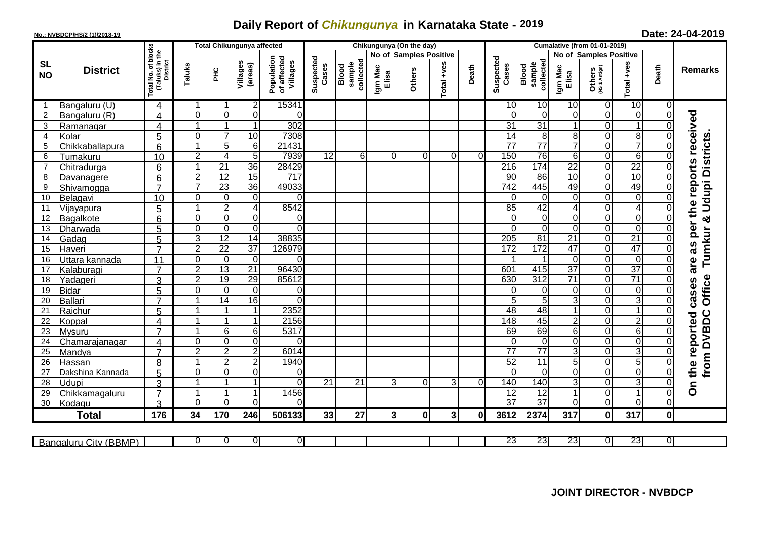# Daily Report of *Chikungunya* in Karnataka State - 2019

**No.: NVBDCP/HS/2 (1)/2018-19**

**Date: 24-04-2019**

| SL NO | District | Total No. of blocks (Taluks) in the District | Total Chikungunya affected | | | | Chikungunya (On the day) | | | | | | | Cumalative (from 01-01-2019) | | | | | | | Remarks |
|---|---|---|---|---|---|---|---|---|---|---|---|---|---|---|---|---|---|---|---|---|---|
| | | | Taluks | PHC | Villages (areas) | Population of affected Villages | Suspected Cases | Blood sample collected | No of Samples Positive | | | Death | Suspected Cases | Blood sample collected | No of Samples Positive | | | Death | |
| | | | | | | | | | Igm Mac Elisa | Others | Total +ves | | | | Igm Mac Elisa | Others (NS 1 Antign) | Total +ves | | |
| 1 | Bangaluru (U) | 4 | 1 | 1 | 2 | 15341 | | | | | | | 10 | 10 | 10 | 0 | 10 | 0 | On the reported cases are as per the reports received from DVBDC Office Tumkur & Udupi Districts. |
| 2 | Bangaluru (R) | 4 | 0 | 0 | 0 | 0 | | | | | | | 0 | 0 | 0 | 0 | 0 | 0 | |
| 3 | Ramanagar | 4 | 1 | 1 | 1 | 302 | | | | | | | 31 | 31 | 1 | 0 | 1 | 0 | |
| 4 | Kolar | 5 | 0 | 7 | 10 | 7308 | | | | | | | 14 | 8 | 8 | 0 | 8 | 0 | |
| 5 | Chikkaballapura | 6 | 1 | 5 | 6 | 21431 | | | | | | | 77 | 77 | 7 | 0 | 7 | 0 | |
| 6 | Tumakuru | 10 | 2 | 4 | 5 | 7939 | 12 | 6 | 0 | 0 | 0 | 0 | 150 | 76 | 6 | 0 | 6 | 0 | |
| 7 | Chitradurga | 6 | 1 | 21 | 36 | 28429 | | | | | | | 216 | 174 | 22 | 0 | 22 | 0 | |
| 8 | Davanagere | 6 | 2 | 12 | 15 | 717 | | | | | | | 90 | 86 | 10 | 0 | 10 | 0 | |
| 9 | Shivamogga | 7 | 7 | 23 | 36 | 49033 | | | | | | | 742 | 445 | 49 | 0 | 49 | 0 | |
| 10 | Belagavi | 10 | 0 | 0 | 0 | 0 | | | | | | | 0 | 0 | 0 | 0 | 0 | 0 | |
| 11 | Vijayapura | 5 | 1 | 2 | 4 | 8542 | | | | | | | 85 | 42 | 4 | 0 | 4 | 0 | |
| 12 | Bagalkote | 6 | 0 | 0 | 0 | 0 | | | | | | | 0 | 0 | 0 | 0 | 0 | 0 | |
| 13 | Dharwada | 5 | 0 | 0 | 0 | 0 | | | | | | | 0 | 0 | 0 | 0 | 0 | 0 | |
| 14 | Gadag | 5 | 3 | 12 | 14 | 38835 | | | | | | | 205 | 81 | 21 | 0 | 21 | 0 | |
| 15 | Haveri | 7 | 2 | 22 | 37 | 126979 | | | | | | | 172 | 172 | 47 | 0 | 47 | 0 | |
| 16 | Uttara kannada | 11 | 0 | 0 | 0 | 0 | | | | | | | 1 | 1 | 0 | 0 | 0 | 0 | |
| 17 | Kalaburagi | 7 | 2 | 13 | 21 | 96430 | | | | | | | 601 | 415 | 37 | 0 | 37 | 0 | |
| 18 | Yadageri | 3 | 2 | 19 | 29 | 85612 | | | | | | | 630 | 312 | 71 | 0 | 71 | 0 | |
| 19 | Bidar | 5 | 0 | 0 | 0 | 0 | | | | | | | 0 | 0 | 0 | 0 | 0 | 0 | |
| 20 | Ballari | 7 | 1 | 14 | 16 | 0 | | | | | | | 5 | 5 | 3 | 0 | 3 | 0 | |
| 21 | Raichur | 5 | 1 | 1 | 1 | 2352 | | | | | | | 48 | 48 | 1 | 0 | 1 | 0 | |
| 22 | Koppal | 4 | 1 | 1 | 1 | 2156 | | | | | | | 148 | 45 | 2 | 0 | 2 | 0 | |
| 23 | Mysuru | 7 | 1 | 6 | 6 | 5317 | | | | | | | 69 | 69 | 6 | 0 | 6 | 0 | |
| 24 | Chamarajanagar | 4 | 0 | 0 | 0 | 0 | | | | | | | 0 | 0 | 0 | 0 | 0 | 0 | |
| 25 | Mandya | 7 | 2 | 2 | 2 | 6014 | | | | | | | 77 | 77 | 3 | 0 | 3 | 0 | |
| 26 | Hassan | 8 | 1 | 2 | 2 | 1940 | | | | | | | 52 | 11 | 5 | 0 | 5 | 0 | |
| 27 | Dakshina Kannada | 5 | 0 | 0 | 0 | 0 | | | | | | | 0 | 0 | 0 | 0 | 0 | 0 | |
| 28 | Udupi | 3 | 1 | 1 | 1 | 0 | 21 | 21 | 3 | 0 | 3 | 0 | 140 | 140 | 3 | 0 | 3 | 0 | |
| 29 | Chikkamagaluru | 7 | 1 | 1 | 1 | 1456 | | | | | | | 12 | 12 | 1 | 0 | 1 | 0 | |
| 30 | Kodagu | 3 | 0 | 0 | 0 | 0 | | | | | | | 37 | 37 | 0 | 0 | 0 | 0 | |
| | **Total** | **176** | **34** | **170** | **246** | **506133** | **33** | **27** | **3** | **0** | **3** | **0** | **3612** | **2374** | **317** | **0** | **317** | **0** | |

| | | | | | | | | | | | | | | | | | | |
|---|---|---|---|---|---|---|---|---|---|---|---|---|---|---|---|---|---|---|
| Bangaluru City (BBMP) | | 0 | 0 | 0 | 0 | | | | | | | 23 | 23 | 23 | 0 | 23 | 0 | |

**JOINT DIRECTOR - NVBDCP**